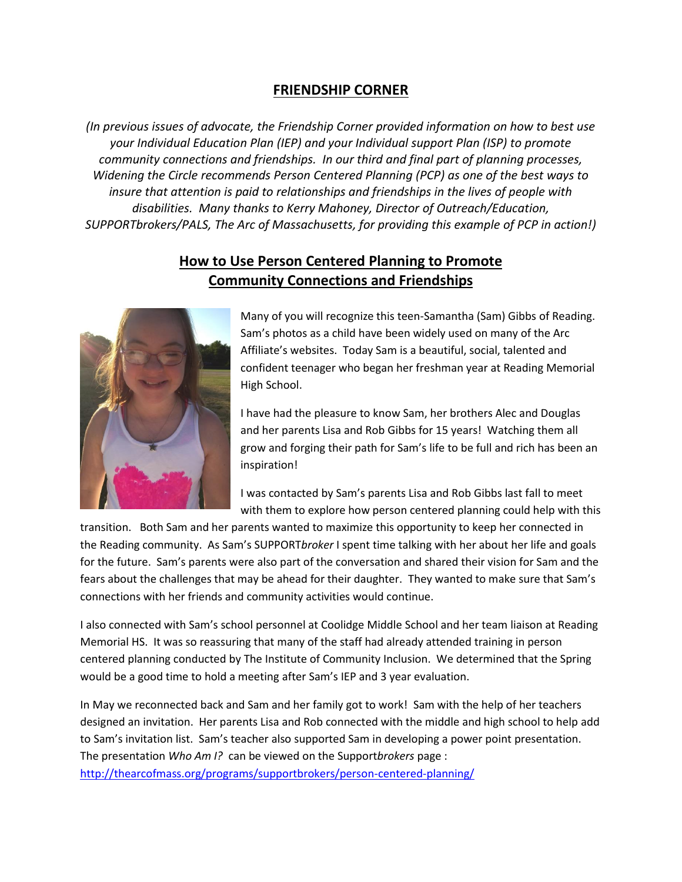## FRIENDSHIP CORNER

*(In previous issues of advocate, the Friendship Corner provided information on how to best use your Individual Education Plan (IEP) and your Individual support Plan (ISP) to promote community connections and friendships. In our third and final part of planning processes, Widening the Circle recommends Person Centered Planning (PCP) as one of the best ways to insure that attention is paid to relationships and friendships in the lives of people with disabilities. Many thanks to Kerry Mahoney, Director of Outreach/Education, SUPPORTbrokers/PALS, The Arc of Massachusetts, for providing this example of PCP in action!)*

## How to Use Person Centered Planning to Promote Community Connections and Friendships

Many of you will recognize this teen-Samantha (Sam) Gibbs of Reading. Sam's photos as a child have been widely used on many of the Arc Affiliate's websites. Today Sam is a beautiful, social, talented and confident teenager who began her freshman year at Reading Memorial High School.

I have had the pleasure to know Sam, her brothers Alec and Douglas and her parents Lisa and Rob Gibbs for 15 years! Watching them all grow and forging their path for Sam's life to be full and rich has been an inspiration!

I was contacted by Sam's parents Lisa and Rob Gibbs last fall to meet with them to explore how person centered planning could help with this transition. Both Sam and her parents wanted to maximize this opportunity to keep her connected in the Reading community. As Sam's SUPPORT*broker* I spent time talking with her about her life and goals for the future. Sam's parents were also part of the conversation and shared their vision for Sam and the fears about the challenges that may be ahead for their daughter. They wanted to make sure that Sam's connections with her friends and community activities would continue.

I also connected with Sam's school personnel at Coolidge Middle School and her team liaison at Reading Memorial HS. It was so reassuring that many of the staff had already attended training in person centered planning conducted by The Institute of Community Inclusion. We determined that the Spring would be a good time to hold a meeting after Sam's IEP and 3 year evaluation.

In May we reconnected back and Sam and her family got to work! Sam with the help of her teachers designed an invitation. Her parents Lisa and Rob connected with the middle and high school to help add to Sam's invitation list. Sam's teacher also supported Sam in developing a power point presentation. The presentation *Who Am I?* can be viewed on the Support*brokers* page : http://thearcofmass.org/programs/supportbrokers/person-centered-planning/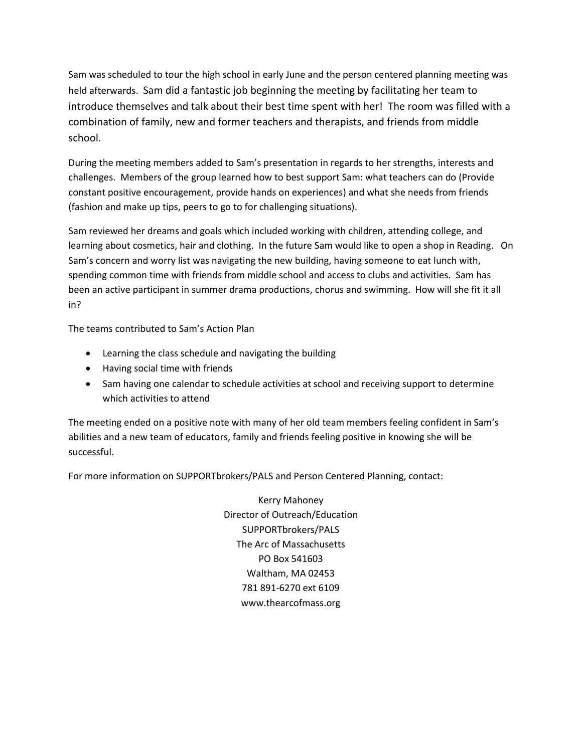Sam was scheduled to tour the high school in early June and the person centered planning meeting was held afterwards. Sam did a fantastic job beginning the meeting by facilitating her team to introduce themselves and talk about their best time spent with her! The room was filled with a combination of family, new and former teachers and therapists, and friends from middle school.

During the meeting members added to Sam's presentation in regards to her strengths, interests and challenges. Members of the group learned how to best support Sam: what teachers can do (Provide constant positive encouragement, provide hands on experiences) and what she needs from friends (fashion and make up tips, peers to go to for challenging situations).

Sam reviewed her dreams and goals which included working with children, attending college, and learning about cosmetics, hair and clothing. In the future Sam would like to open a shop in Reading. On Sam's concern and worry list was navigating the new building, having someone to eat lunch with, spending common time with friends from middle school and access to clubs and activities. Sam has been an active participant in summer drama productions, chorus and swimming. How will she fit it all in?

The teams contributed to Sam's Action Plan

- Learning the class schedule and navigating the building
- Having social time with friends
- Sam having one calendar to schedule activities at school and receiving support to determine which activities to attend

The meeting ended on a positive note with many of her old team members feeling confident in Sam's abilities and a new team of educators, family and friends feeling positive in knowing she will be successful.

For more information on SUPPORTbrokers/PALS and Person Centered Planning, contact:

Kerry Mahoney
Director of Outreach/Education
SUPPORTbrokers/PALS
The Arc of Massachusetts
PO Box 541603
Waltham, MA 02453
781 891-6270 ext 6109
www.thearcofmass.org